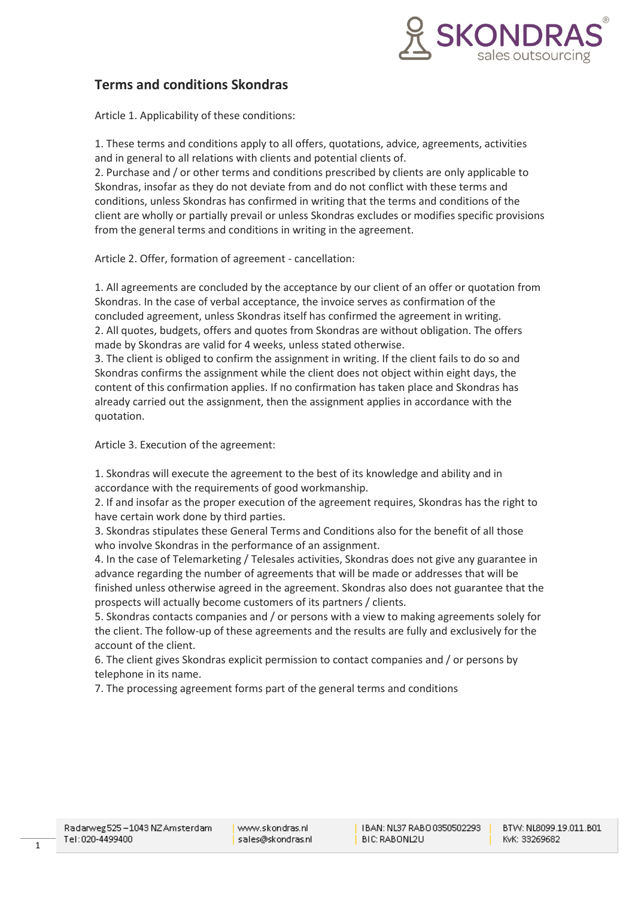## Terms and conditions Skondras

Article 1. Applicability of these conditions:

1. These terms and conditions apply to all offers, quotations, advice, agreements, activities and in general to all relations with clients and potential clients of.
2. Purchase and / or other terms and conditions prescribed by clients are only applicable to Skondras, insofar as they do not deviate from and do not conflict with these terms and conditions, unless Skondras has confirmed in writing that the terms and conditions of the client are wholly or partially prevail or unless Skondras excludes or modifies specific provisions from the general terms and conditions in writing in the agreement.

Article 2. Offer, formation of agreement - cancellation:

1. All agreements are concluded by the acceptance by our client of an offer or quotation from Skondras. In the case of verbal acceptance, the invoice serves as confirmation of the concluded agreement, unless Skondras itself has confirmed the agreement in writing.
2. All quotes, budgets, offers and quotes from Skondras are without obligation. The offers made by Skondras are valid for 4 weeks, unless stated otherwise.
3. The client is obliged to confirm the assignment in writing. If the client fails to do so and Skondras confirms the assignment while the client does not object within eight days, the content of this confirmation applies. If no confirmation has taken place and Skondras has already carried out the assignment, then the assignment applies in accordance with the quotation.

Article 3. Execution of the agreement:

1. Skondras will execute the agreement to the best of its knowledge and ability and in accordance with the requirements of good workmanship.
2. If and insofar as the proper execution of the agreement requires, Skondras has the right to have certain work done by third parties.
3. Skondras stipulates these General Terms and Conditions also for the benefit of all those who involve Skondras in the performance of an assignment.
4. In the case of Telemarketing / Telesales activities, Skondras does not give any guarantee in advance regarding the number of agreements that will be made or addresses that will be finished unless otherwise agreed in the agreement. Skondras also does not guarantee that the prospects will actually become customers of its partners / clients.
5. Skondras contacts companies and / or persons with a view to making agreements solely for the client. The follow-up of these agreements and the results are fully and exclusively for the account of the client.
6. The client gives Skondras explicit permission to contact companies and / or persons by telephone in its name.
7. The processing agreement forms part of the general terms and conditions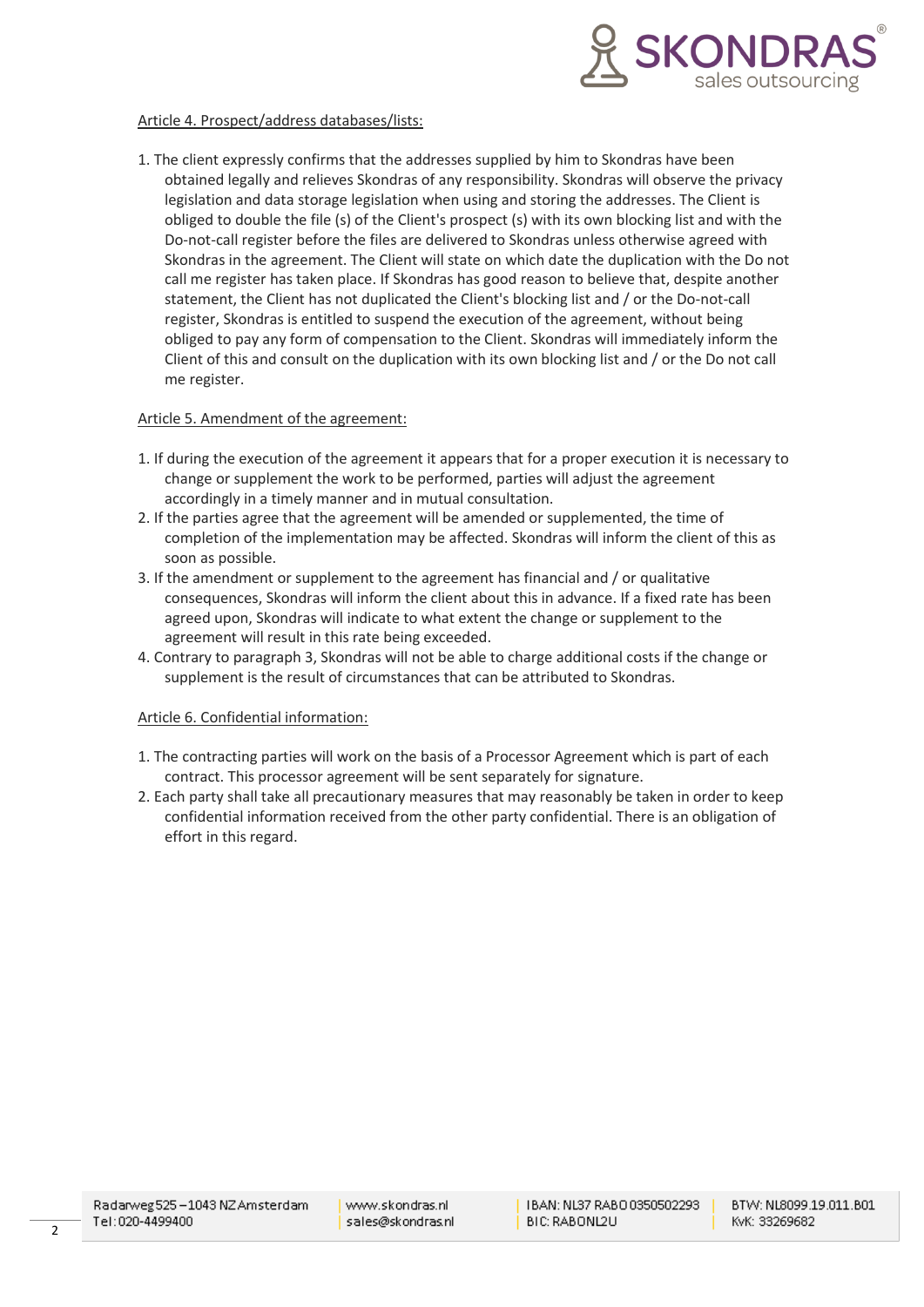Article 4. Prospect/address databases/lists:

1. The client expressly confirms that the addresses supplied by him to Skondras have been obtained legally and relieves Skondras of any responsibility. Skondras will observe the privacy legislation and data storage legislation when using and storing the addresses. The Client is obliged to double the file (s) of the Client's prospect (s) with its own blocking list and with the Do-not-call register before the files are delivered to Skondras unless otherwise agreed with Skondras in the agreement. The Client will state on which date the duplication with the Do not call me register has taken place. If Skondras has good reason to believe that, despite another statement, the Client has not duplicated the Client's blocking list and / or the Do-not-call register, Skondras is entitled to suspend the execution of the agreement, without being obliged to pay any form of compensation to the Client. Skondras will immediately inform the Client of this and consult on the duplication with its own blocking list and / or the Do not call me register.

Article 5. Amendment of the agreement:

1. If during the execution of the agreement it appears that for a proper execution it is necessary to change or supplement the work to be performed, parties will adjust the agreement accordingly in a timely manner and in mutual consultation.
2. If the parties agree that the agreement will be amended or supplemented, the time of completion of the implementation may be affected. Skondras will inform the client of this as soon as possible.
3. If the amendment or supplement to the agreement has financial and / or qualitative consequences, Skondras will inform the client about this in advance. If a fixed rate has been agreed upon, Skondras will indicate to what extent the change or supplement to the agreement will result in this rate being exceeded.
4. Contrary to paragraph 3, Skondras will not be able to charge additional costs if the change or supplement is the result of circumstances that can be attributed to Skondras.

Article 6. Confidential information:

1. The contracting parties will work on the basis of a Processor Agreement which is part of each contract. This processor agreement will be sent separately for signature.
2. Each party shall take all precautionary measures that may reasonably be taken in order to keep confidential information received from the other party confidential. There is an obligation of effort in this regard.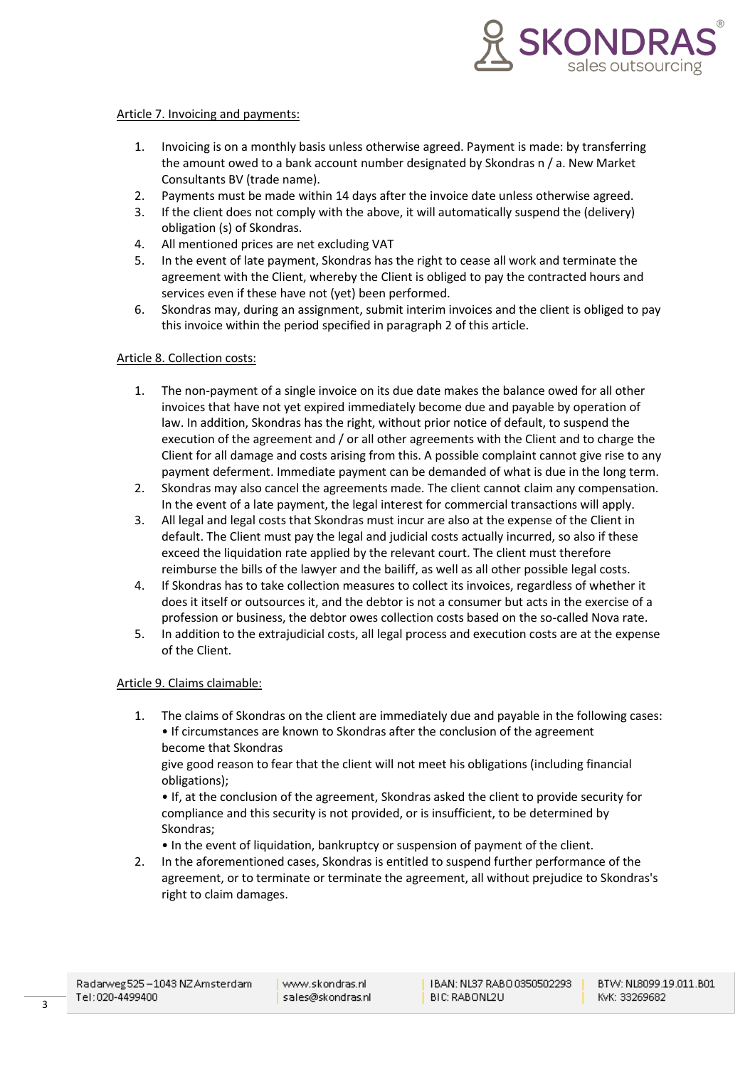Article 7. Invoicing and payments:

1. Invoicing is on a monthly basis unless otherwise agreed. Payment is made: by transferring the amount owed to a bank account number designated by Skondras n / a. New Market Consultants BV (trade name).
2. Payments must be made within 14 days after the invoice date unless otherwise agreed.
3. If the client does not comply with the above, it will automatically suspend the (delivery) obligation (s) of Skondras.
4. All mentioned prices are net excluding VAT
5. In the event of late payment, Skondras has the right to cease all work and terminate the agreement with the Client, whereby the Client is obliged to pay the contracted hours and services even if these have not (yet) been performed.
6. Skondras may, during an assignment, submit interim invoices and the client is obliged to pay this invoice within the period specified in paragraph 2 of this article.

Article 8. Collection costs:

1. The non-payment of a single invoice on its due date makes the balance owed for all other invoices that have not yet expired immediately become due and payable by operation of law. In addition, Skondras has the right, without prior notice of default, to suspend the execution of the agreement and / or all other agreements with the Client and to charge the Client for all damage and costs arising from this. A possible complaint cannot give rise to any payment deferment. Immediate payment can be demanded of what is due in the long term.
2. Skondras may also cancel the agreements made. The client cannot claim any compensation. In the event of a late payment, the legal interest for commercial transactions will apply.
3. All legal and legal costs that Skondras must incur are also at the expense of the Client in default. The Client must pay the legal and judicial costs actually incurred, so also if these exceed the liquidation rate applied by the relevant court. The client must therefore reimburse the bills of the lawyer and the bailiff, as well as all other possible legal costs.
4. If Skondras has to take collection measures to collect its invoices, regardless of whether it does it itself or outsources it, and the debtor is not a consumer but acts in the exercise of a profession or business, the debtor owes collection costs based on the so-called Nova rate.
5. In addition to the extrajudicial costs, all legal process and execution costs are at the expense of the Client.

Article 9. Claims claimable:

1. The claims of Skondras on the client are immediately due and payable in the following cases:
   • If circumstances are known to Skondras after the conclusion of the agreement become that Skondras
   give good reason to fear that the client will not meet his obligations (including financial obligations);
   • If, at the conclusion of the agreement, Skondras asked the client to provide security for compliance and this security is not provided, or is insufficient, to be determined by Skondras;
   • In the event of liquidation, bankruptcy or suspension of payment of the client.
2. In the aforementioned cases, Skondras is entitled to suspend further performance of the agreement, or to terminate or terminate the agreement, all without prejudice to Skondras's right to claim damages.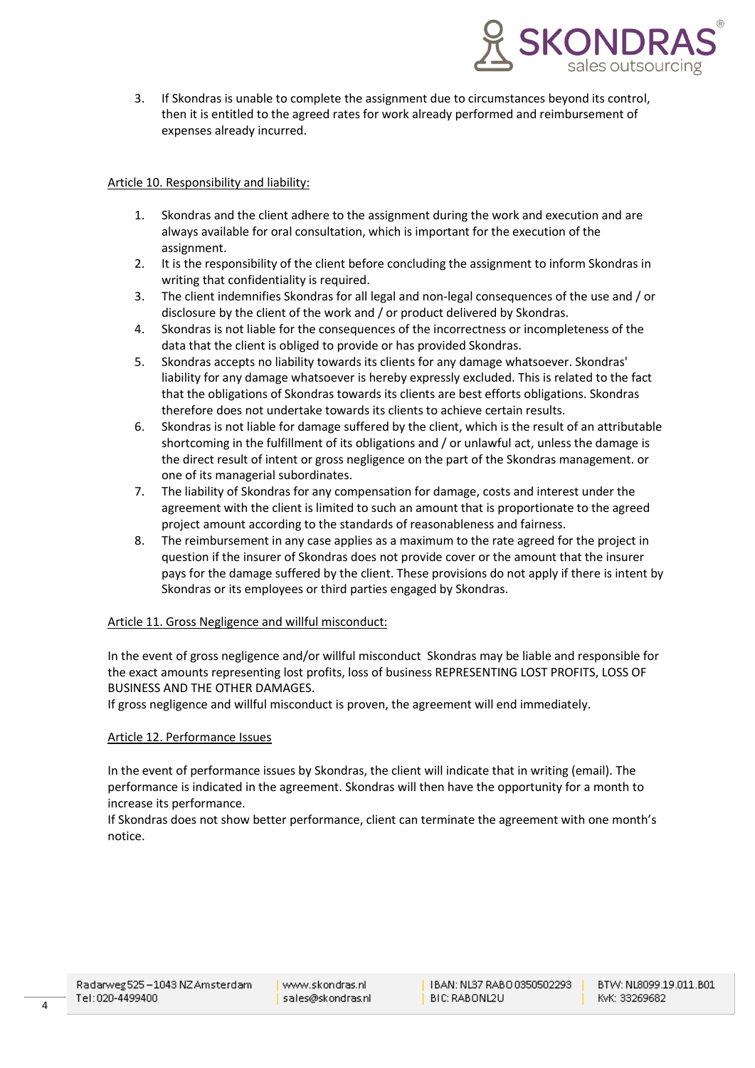3. If Skondras is unable to complete the assignment due to circumstances beyond its control, then it is entitled to the agreed rates for work already performed and reimbursement of expenses already incurred.

Article 10. Responsibility and liability:

1. Skondras and the client adhere to the assignment during the work and execution and are always available for oral consultation, which is important for the execution of the assignment.
2. It is the responsibility of the client before concluding the assignment to inform Skondras in writing that confidentiality is required.
3. The client indemnifies Skondras for all legal and non-legal consequences of the use and / or disclosure by the client of the work and / or product delivered by Skondras.
4. Skondras is not liable for the consequences of the incorrectness or incompleteness of the data that the client is obliged to provide or has provided Skondras.
5. Skondras accepts no liability towards its clients for any damage whatsoever. Skondras' liability for any damage whatsoever is hereby expressly excluded. This is related to the fact that the obligations of Skondras towards its clients are best efforts obligations. Skondras therefore does not undertake towards its clients to achieve certain results.
6. Skondras is not liable for damage suffered by the client, which is the result of an attributable shortcoming in the fulfillment of its obligations and / or unlawful act, unless the damage is the direct result of intent or gross negligence on the part of the Skondras management. or one of its managerial subordinates.
7. The liability of Skondras for any compensation for damage, costs and interest under the agreement with the client is limited to such an amount that is proportionate to the agreed project amount according to the standards of reasonableness and fairness.
8. The reimbursement in any case applies as a maximum to the rate agreed for the project in question if the insurer of Skondras does not provide cover or the amount that the insurer pays for the damage suffered by the client. These provisions do not apply if there is intent by Skondras or its employees or third parties engaged by Skondras.

Article 11. Gross Negligence and willful misconduct:

In the event of gross negligence and/or willful misconduct Skondras may be liable and responsible for the exact amounts representing lost profits, loss of business REPRESENTING LOST PROFITS, LOSS OF BUSINESS AND THE OTHER DAMAGES.
If gross negligence and willful misconduct is proven, the agreement will end immediately.

Article 12. Performance Issues

In the event of performance issues by Skondras, the client will indicate that in writing (email). The performance is indicated in the agreement. Skondras will then have the opportunity for a month to increase its performance.
If Skondras does not show better performance, client can terminate the agreement with one month's notice.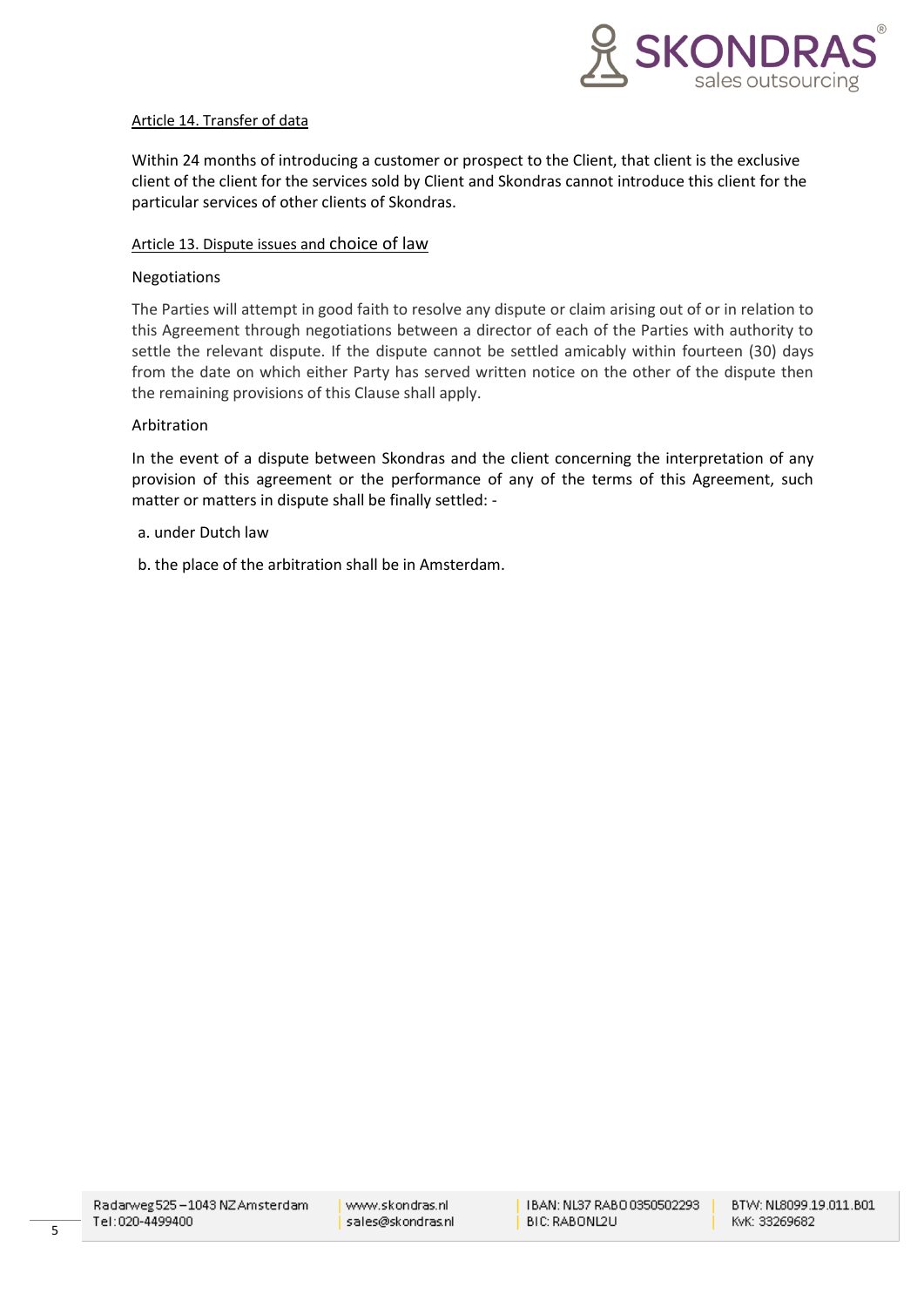## Article 14. Transfer of data

Within 24 months of introducing a customer or prospect to the Client, that client is the exclusive client of the client for the services sold by Client and Skondras cannot introduce this client for the particular services of other clients of Skondras.

## Article 13. Dispute issues and choice of law

Negotiations

The Parties will attempt in good faith to resolve any dispute or claim arising out of or in relation to this Agreement through negotiations between a director of each of the Parties with authority to settle the relevant dispute. If the dispute cannot be settled amicably within fourteen (30) days from the date on which either Party has served written notice on the other of the dispute then the remaining provisions of this Clause shall apply.

Arbitration

In the event of a dispute between Skondras and the client concerning the interpretation of any provision of this agreement or the performance of any of the terms of this Agreement, such matter or matters in dispute shall be finally settled: -

a. under Dutch law

b. the place of the arbitration shall be in Amsterdam.